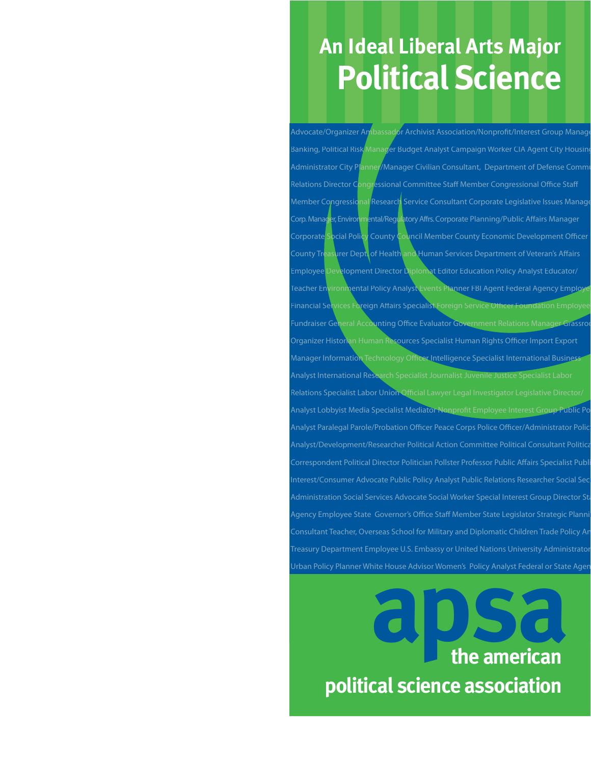# An Ideal Liberal Arts Major

# Political Science

Advocate/Organizer Ambassador Archivist Association/Nonprofit/Interest Group Manage
Banking, Political Risk Manager Budget Analyst Campaign Worker CIA Agent City Housing
Administrator City Planner/Manager Civilian Consultant, Department of Defense Commu
Relations Director Congressional Committee Staff Member Congressional Office Staff
Member Congressional Research Service Consultant Corporate Legislative Issues Manage
Corp. Manager, Environmental/Regulatory Affrs. Corporate Planning/Public Affairs Manager
Corporate Social Policy County Council Member County Economic Development Officer
County Treasurer Dept. of Health and Human Services Department of Veteran's Affairs
Employee Development Director Diplomat Editor Education Policy Analyst Educator/
Teacher Environmental Policy Analyst Events Planner FBI Agent Federal Agency Employe
Financial Services Foreign Affairs Specialist Foreign Service Officer Foundation Employee
Fundraiser General Accounting Office Evaluator Government Relations Manager Grassroo
Organizer Historian Human Resources Specialist Human Rights Officer Import Export
Manager Information Technology Officer Intelligence Specialist International Business
Analyst International Research Specialist Journalist Juvenile Justice Specialist Labor
Relations Specialist Labor Union Official Lawyer Legal Investigator Legislative Director/
Analyst Lobbyist Media Specialist Mediator Nonprofit Employee Interest Group Public Po
Analyst Paralegal Parole/Probation Officer Peace Corps Police Officer/Administrator Polic
Analyst/Development/Researcher Political Action Committee Political Consultant Politica
Correspondent Political Director Politician Pollster Professor Public Affairs Specialist Publi
Interest/Consumer Advocate Public Policy Analyst Public Relations Researcher Social Sec
Administration Social Services Advocate Social Worker Special Interest Group Director Sta
Agency Employee State Governor's Office Staff Member State Legislator Strategic Planni
Consultant Teacher, Overseas School for Military and Diplomatic Children Trade Policy An
Treasury Department Employee U.S. Embassy or United Nations University Administrator
Urban Policy Planner White House Advisor Women's Policy Analyst Federal or State Agen

**apsa**
**the american political science association**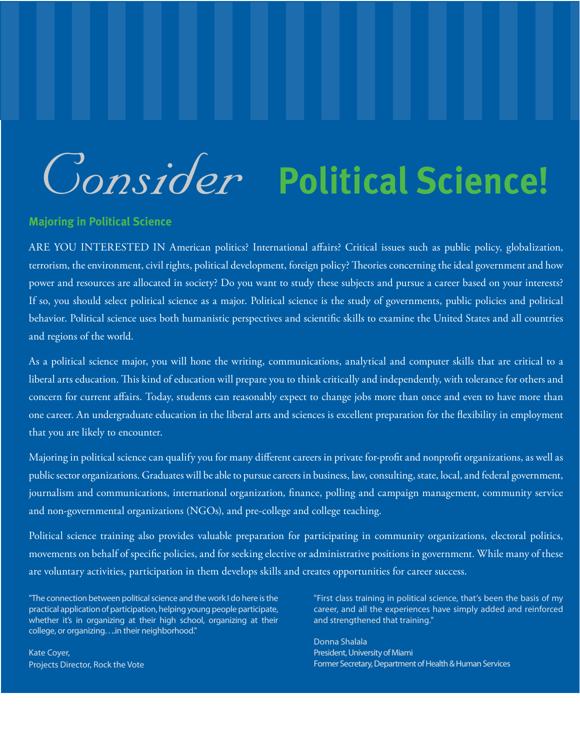# *Consider* Political Science!

## Majoring in Political Science

ARE YOU INTERESTED IN American politics? International affairs? Critical issues such as public policy, globalization, terrorism, the environment, civil rights, political development, foreign policy? Theories concerning the ideal government and how power and resources are allocated in society? Do you want to study these subjects and pursue a career based on your interests? If so, you should select political science as a major. Political science is the study of governments, public policies and political behavior. Political science uses both humanistic perspectives and scientific skills to examine the United States and all countries and regions of the world.

As a political science major, you will hone the writing, communications, analytical and computer skills that are critical to a liberal arts education. This kind of education will prepare you to think critically and independently, with tolerance for others and concern for current affairs. Today, students can reasonably expect to change jobs more than once and even to have more than one career. An undergraduate education in the liberal arts and sciences is excellent preparation for the flexibility in employment that you are likely to encounter.

Majoring in political science can qualify you for many different careers in private for-profit and nonprofit organizations, as well as public sector organizations. Graduates will be able to pursue careers in business, law, consulting, state, local, and federal government, journalism and communications, international organization, finance, polling and campaign management, community service and non-governmental organizations (NGOs), and pre-college and college teaching.

Political science training also provides valuable preparation for participating in community organizations, electoral politics, movements on behalf of specific policies, and for seeking elective or administrative positions in government. While many of these are voluntary activities, participation in them develops skills and creates opportunities for career success.

"The connection between political science and the work I do here is the practical application of participation, helping young people participate, whether it's in organizing at their high school, organizing at their college, or organizing. . ..in their neighborhood."

Kate Coyer,
Projects Director, Rock the Vote

"First class training in political science, that's been the basis of my career, and all the experiences have simply added and reinforced and strengthened that training."

Donna Shalala
President, University of Miami
Former Secretary, Department of Health & Human Services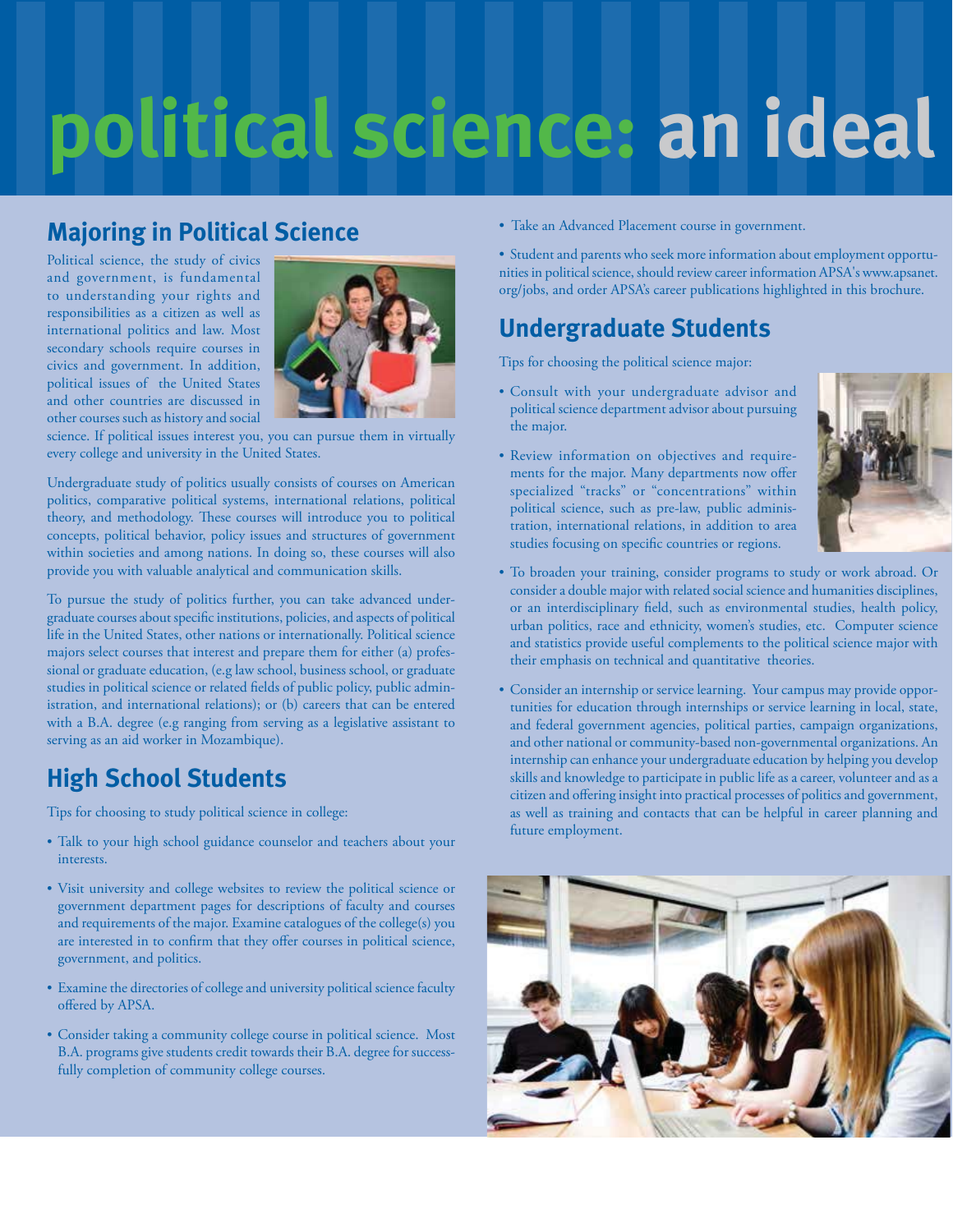# political science: an ideal

## Majoring in Political Science

Political science, the study of civics and government, is fundamental to understanding your rights and responsibilities as a citizen as well as international politics and law. Most secondary schools require courses in civics and government. In addition, political issues of the United States and other countries are discussed in other courses such as history and social science. If political issues interest you, you can pursue them in virtually every college and university in the United States.

Undergraduate study of politics usually consists of courses on American politics, comparative political systems, international relations, political theory, and methodology. These courses will introduce you to political concepts, political behavior, policy issues and structures of government within societies and among nations. In doing so, these courses will also provide you with valuable analytical and communication skills.

To pursue the study of politics further, you can take advanced undergraduate courses about specific institutions, policies, and aspects of political life in the United States, other nations or internationally. Political science majors select courses that interest and prepare them for either (a) professional or graduate education, (e.g law school, business school, or graduate studies in political science or related fields of public policy, public administration, and international relations); or (b) careers that can be entered with a B.A. degree (e.g ranging from serving as a legislative assistant to serving as an aid worker in Mozambique).

## High School Students

Tips for choosing to study political science in college:

- Talk to your high school guidance counselor and teachers about your interests.
- Visit university and college websites to review the political science or government department pages for descriptions of faculty and courses and requirements of the major. Examine catalogues of the college(s) you are interested in to confirm that they offer courses in political science, government, and politics.
- Examine the directories of college and university political science faculty offered by APSA.
- Consider taking a community college course in political science. Most B.A. programs give students credit towards their B.A. degree for successfully completion of community college courses.
- Take an Advanced Placement course in government.
- Student and parents who seek more information about employment opportunities in political science, should review career information APSA's www.apsanet.org/jobs, and order APSA's career publications highlighted in this brochure.

## Undergraduate Students

Tips for choosing the political science major:

- Consult with your undergraduate advisor and political science department advisor about pursuing the major.
- Review information on objectives and requirements for the major. Many departments now offer specialized "tracks" or "concentrations" within political science, such as pre-law, public administration, international relations, in addition to area studies focusing on specific countries or regions.
- To broaden your training, consider programs to study or work abroad. Or consider a double major with related social science and humanities disciplines, or an interdisciplinary field, such as environmental studies, health policy, urban politics, race and ethnicity, women's studies, etc. Computer science and statistics provide useful complements to the political science major with their emphasis on technical and quantitative theories.
- Consider an internship or service learning. Your campus may provide opportunities for education through internships or service learning in local, state, and federal government agencies, political parties, campaign organizations, and other national or community-based non-governmental organizations. An internship can enhance your undergraduate education by helping you develop skills and knowledge to participate in public life as a career, volunteer and as a citizen and offering insight into practical processes of politics and government, as well as training and contacts that can be helpful in career planning and future employment.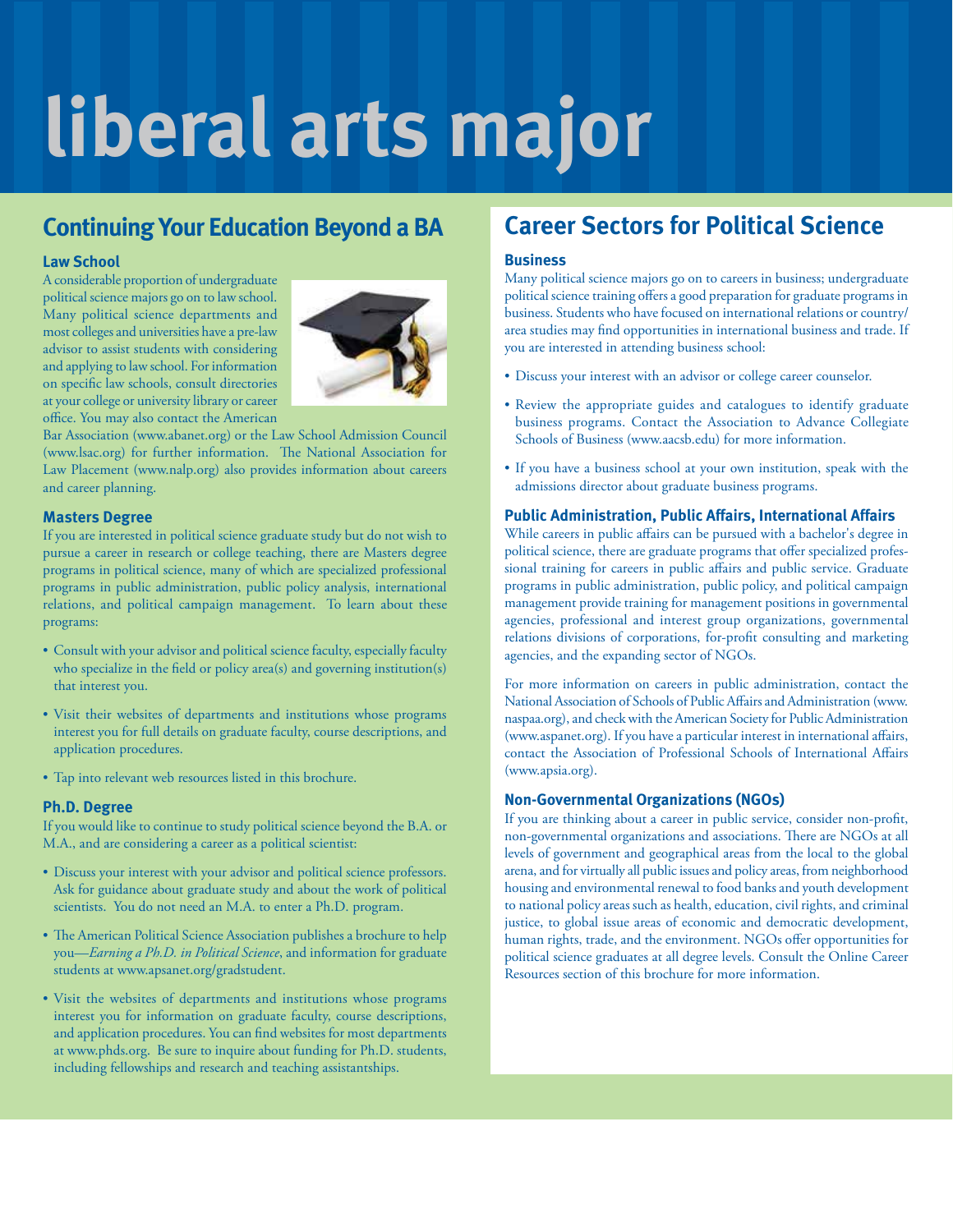# liberal arts major

## Continuing Your Education Beyond a BA

### Law School

A considerable proportion of undergraduate political science majors go on to law school. Many political science departments and most colleges and universities have a pre-law advisor to assist students with considering and applying to law school. For information on specific law schools, consult directories at your college or university library or career office. You may also contact the American Bar Association (www.abanet.org) or the Law School Admission Council (www.lsac.org) for further information. The National Association for Law Placement (www.nalp.org) also provides information about careers and career planning.

### Masters Degree

If you are interested in political science graduate study but do not wish to pursue a career in research or college teaching, there are Masters degree programs in political science, many of which are specialized professional programs in public administration, public policy analysis, international relations, and political campaign management. To learn about these programs:

- Consult with your advisor and political science faculty, especially faculty who specialize in the field or policy area(s) and governing institution(s) that interest you.
- Visit their websites of departments and institutions whose programs interest you for full details on graduate faculty, course descriptions, and application procedures.
- Tap into relevant web resources listed in this brochure.

### Ph.D. Degree

If you would like to continue to study political science beyond the B.A. or M.A., and are considering a career as a political scientist:

- Discuss your interest with your advisor and political science professors. Ask for guidance about graduate study and about the work of political scientists. You do not need an M.A. to enter a Ph.D. program.
- The American Political Science Association publishes a brochure to help you—*Earning a Ph.D. in Political Science*, and information for graduate students at www.apsanet.org/gradstudent.
- Visit the websites of departments and institutions whose programs interest you for information on graduate faculty, course descriptions, and application procedures. You can find websites for most departments at www.phds.org. Be sure to inquire about funding for Ph.D. students, including fellowships and research and teaching assistantships.

## Career Sectors for Political Science

### Business

Many political science majors go on to careers in business; undergraduate political science training offers a good preparation for graduate programs in business. Students who have focused on international relations or country/area studies may find opportunities in international business and trade. If you are interested in attending business school:

- Discuss your interest with an advisor or college career counselor.
- Review the appropriate guides and catalogues to identify graduate business programs. Contact the Association to Advance Collegiate Schools of Business (www.aacsb.edu) for more information.
- If you have a business school at your own institution, speak with the admissions director about graduate business programs.

### Public Administration, Public Affairs, International Affairs

While careers in public affairs can be pursued with a bachelor's degree in political science, there are graduate programs that offer specialized professional training for careers in public affairs and public service. Graduate programs in public administration, public policy, and political campaign management provide training for management positions in governmental agencies, professional and interest group organizations, governmental relations divisions of corporations, for-profit consulting and marketing agencies, and the expanding sector of NGOs.

For more information on careers in public administration, contact the National Association of Schools of Public Affairs and Administration (www.naspaa.org), and check with the American Society for Public Administration (www.aspanet.org). If you have a particular interest in international affairs, contact the Association of Professional Schools of International Affairs (www.apsia.org).

### Non-Governmental Organizations (NGOs)

If you are thinking about a career in public service, consider non-profit, non-governmental organizations and associations. There are NGOs at all levels of government and geographical areas from the local to the global arena, and for virtually all public issues and policy areas, from neighborhood housing and environmental renewal to food banks and youth development to national policy areas such as health, education, civil rights, and criminal justice, to global issue areas of economic and democratic development, human rights, trade, and the environment. NGOs offer opportunities for political science graduates at all degree levels. Consult the Online Career Resources section of this brochure for more information.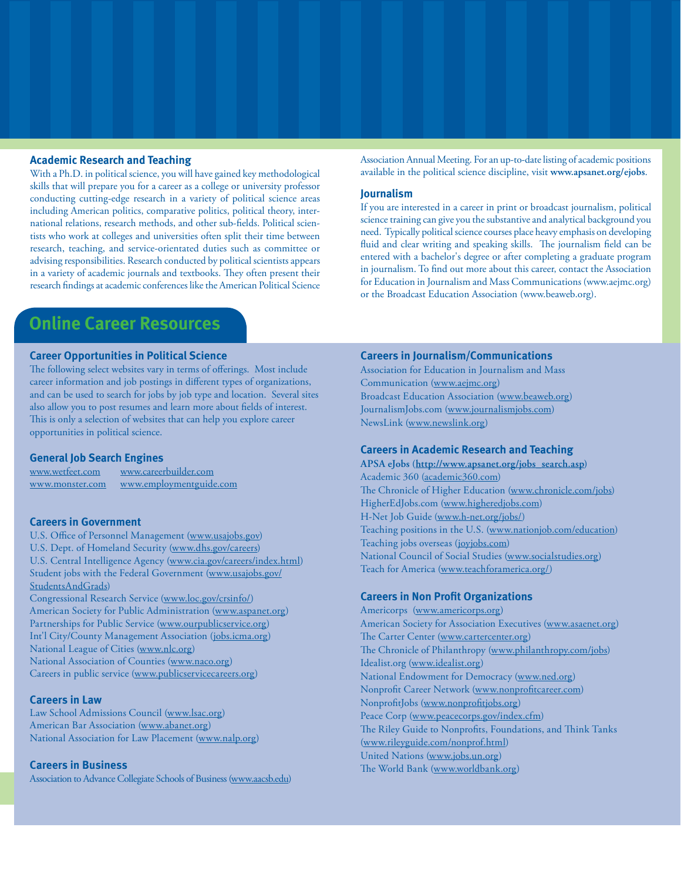### Academic Research and Teaching

With a Ph.D. in political science, you will have gained key methodological skills that will prepare you for a career as a college or university professor conducting cutting-edge research in a variety of political science areas including American politics, comparative politics, political theory, international relations, research methods, and other sub-fields. Political scientists who work at colleges and universities often split their time between research, teaching, and service-orientated duties such as committee or advising responsibilities. Research conducted by political scientists appears in a variety of academic journals and textbooks. They often present their research findings at academic conferences like the American Political Science Association Annual Meeting. For an up-to-date listing of academic positions available in the political science discipline, visit **www.apsanet.org/ejobs**.

### Journalism

If you are interested in a career in print or broadcast journalism, political science training can give you the substantive and analytical background you need. Typically political science courses place heavy emphasis on developing fluid and clear writing and speaking skills. The journalism field can be entered with a bachelor's degree or after completing a graduate program in journalism. To find out more about this career, contact the Association for Education in Journalism and Mass Communications (www.aejmc.org) or the Broadcast Education Association (www.beaweb.org).

## Online Career Resources

### Career Opportunities in Political Science

The following select websites vary in terms of offerings. Most include career information and job postings in different types of organizations, and can be used to search for jobs by job type and location. Several sites also allow you to post resumes and learn more about fields of interest. This is only a selection of websites that can help you explore career opportunities in political science.

### General Job Search Engines

www.wetfeet.com
www.careerbuilder.com
www.monster.com
www.employmentguide.com

### Careers in Government

U.S. Office of Personnel Management (www.usajobs.gov)
U.S. Dept. of Homeland Security (www.dhs.gov/careers)
U.S. Central Intelligence Agency (www.cia.gov/careers/index.html)
Student jobs with the Federal Government (www.usajobs.gov/StudentsAndGrads)
Congressional Research Service (www.loc.gov/crsinfo/)
American Society for Public Administration (www.aspanet.org)
Partnerships for Public Service (www.ourpublicservice.org)
Int'l City/County Management Association (jobs.icma.org)
National League of Cities (www.nlc.org)
National Association of Counties (www.naco.org)
Careers in public service (www.publicservicecareers.org)

### Careers in Law

Law School Admissions Council (www.lsac.org)
American Bar Association (www.abanet.org)
National Association for Law Placement (www.nalp.org)

### Careers in Business

Association to Advance Collegiate Schools of Business (www.aacsb.edu)

### Careers in Journalism/Communications

Association for Education in Journalism and Mass Communication (www.aejmc.org)
Broadcast Education Association (www.beaweb.org)
JournalismJobs.com (www.journalismjobs.com)
NewsLink (www.newslink.org)

### Careers in Academic Research and Teaching

**APSA eJobs (http://www.apsanet.org/jobs_search.asp)**
Academic 360 (academic360.com)
The Chronicle of Higher Education (www.chronicle.com/jobs)
HigherEdJobs.com (www.higheredjobs.com)
H-Net Job Guide (www.h-net.org/jobs/)
Teaching positions in the U.S. (www.nationjob.com/education)
Teaching jobs overseas (joyjobs.com)
National Council of Social Studies (www.socialstudies.org)
Teach for America (www.teachforamerica.org/)

### Careers in Non Profit Organizations

Americorps (www.americorps.org)
American Society for Association Executives (www.asaenet.org)
The Carter Center (www.cartercenter.org)
The Chronicle of Philanthropy (www.philanthropy.com/jobs)
Idealist.org (www.idealist.org)
National Endowment for Democracy (www.ned.org)
Nonprofit Career Network (www.nonprofitcareer.com)
NonprofitJobs (www.nonprofitjobs.org)
Peace Corp (www.peacecorps.gov/index.cfm)
The Riley Guide to Nonprofits, Foundations, and Think Tanks (www.rileyguide.com/nonprof.html)
United Nations (www.jobs.un.org)
The World Bank (www.worldbank.org)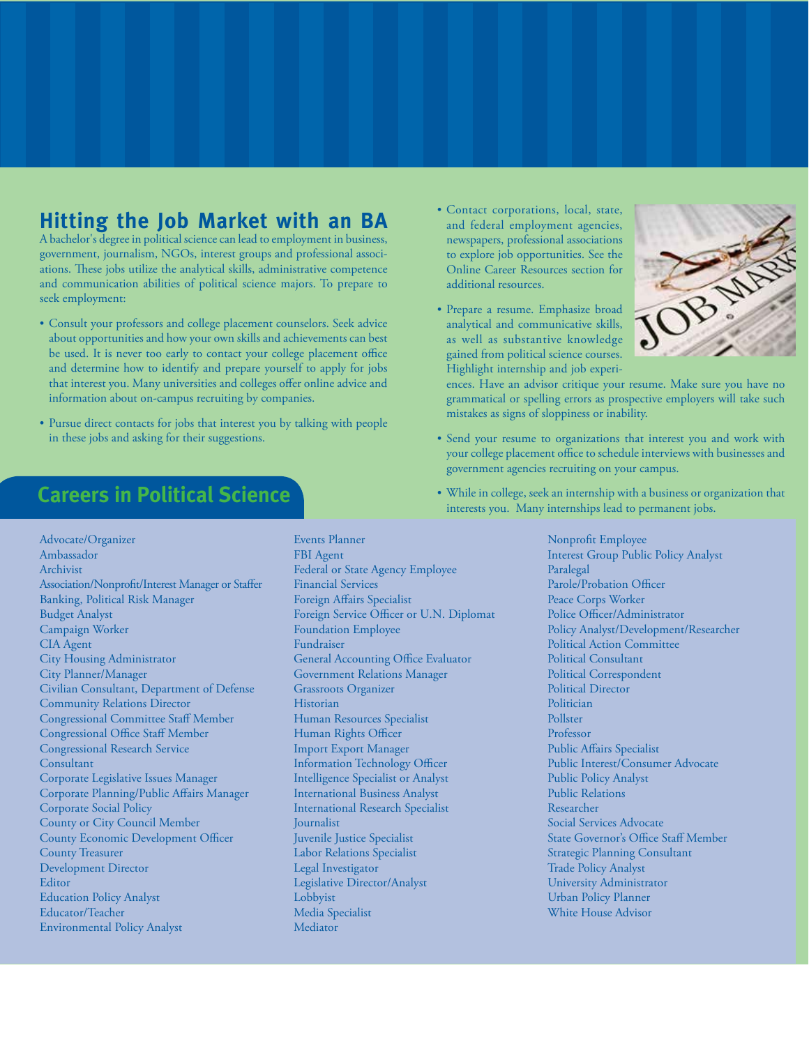## Hitting the Job Market with an BA

A bachelor's degree in political science can lead to employment in business, government, journalism, NGOs, interest groups and professional associations. These jobs utilize the analytical skills, administrative competence and communication abilities of political science majors. To prepare to seek employment:

- Consult your professors and college placement counselors. Seek advice about opportunities and how your own skills and achievements can best be used. It is never too early to contact your college placement office and determine how to identify and prepare yourself to apply for jobs that interest you. Many universities and colleges offer online advice and information about on-campus recruiting by companies.
- Pursue direct contacts for jobs that interest you by talking with people in these jobs and asking for their suggestions.
- Contact corporations, local, state, and federal employment agencies, newspapers, professional associations to explore job opportunities. See the Online Career Resources section for additional resources.
- Prepare a resume. Emphasize broad analytical and communicative skills, as well as substantive knowledge gained from political science courses. Highlight internship and job experiences. Have an advisor critique your resume. Make sure you have no grammatical or spelling errors as prospective employers will take such mistakes as signs of sloppiness or inability.
- Send your resume to organizations that interest you and work with your college placement office to schedule interviews with businesses and government agencies recruiting on your campus.
- While in college, seek an internship with a business or organization that interests you. Many internships lead to permanent jobs.

## Careers in Political Science

Advocate/Organizer
Ambassador
Archivist
Association/Nonprofit/Interest Manager or Staffer
Banking, Political Risk Manager
Budget Analyst
Campaign Worker
CIA Agent
City Housing Administrator
City Planner/Manager
Civilian Consultant, Department of Defense
Community Relations Director
Congressional Committee Staff Member
Congressional Office Staff Member
Congressional Research Service
Consultant
Corporate Legislative Issues Manager
Corporate Planning/Public Affairs Manager
Corporate Social Policy
County or City Council Member
County Economic Development Officer
County Treasurer
Development Director
Editor
Education Policy Analyst
Educator/Teacher
Environmental Policy Analyst
Events Planner
FBI Agent
Federal or State Agency Employee
Financial Services
Foreign Affairs Specialist
Foreign Service Officer or U.N. Diplomat
Foundation Employee
Fundraiser
General Accounting Office Evaluator
Government Relations Manager
Grassroots Organizer
Historian
Human Resources Specialist
Human Rights Officer
Import Export Manager
Information Technology Officer
Intelligence Specialist or Analyst
International Business Analyst
International Research Specialist
Journalist
Juvenile Justice Specialist
Labor Relations Specialist
Legal Investigator
Legislative Director/Analyst
Lobbyist
Media Specialist
Mediator
Nonprofit Employee
Interest Group Public Policy Analyst
Paralegal
Parole/Probation Officer
Peace Corps Worker
Police Officer/Administrator
Policy Analyst/Development/Researcher
Political Action Committee
Political Consultant
Political Correspondent
Political Director
Politician
Pollster
Professor
Public Affairs Specialist
Public Interest/Consumer Advocate
Public Policy Analyst
Public Relations
Researcher
Social Services Advocate
State Governor's Office Staff Member
Strategic Planning Consultant
Trade Policy Analyst
University Administrator
Urban Policy Planner
White House Advisor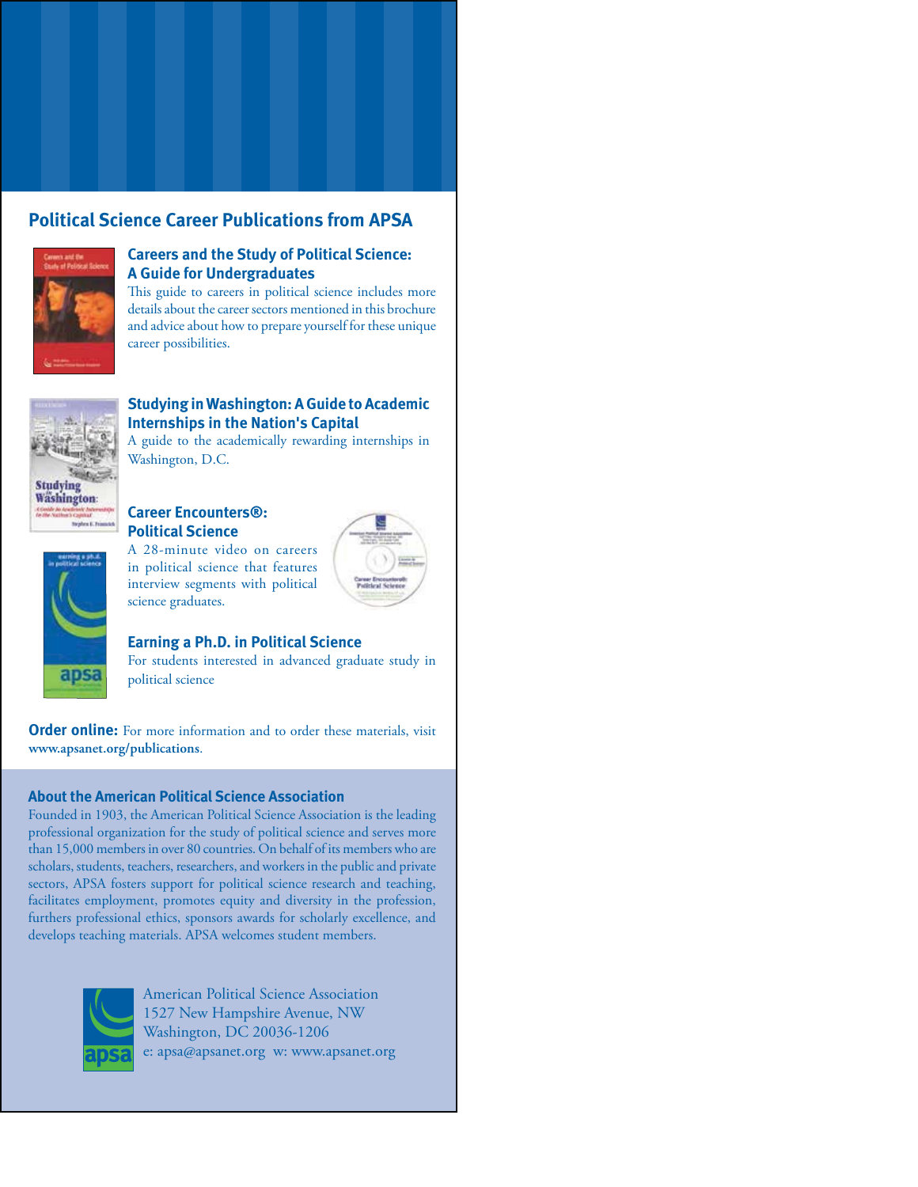## Political Science Career Publications from APSA

### Careers and the Study of Political Science: A Guide for Undergraduates

This guide to careers in political science includes more details about the career sectors mentioned in this brochure and advice about how to prepare yourself for these unique career possibilities.

### Studying in Washington: A Guide to Academic Internships in the Nation's Capital

A guide to the academically rewarding internships in Washington, D.C.

### Career Encounters®: Political Science

A 28-minute video on careers in political science that features interview segments with political science graduates.

### Earning a Ph.D. in Political Science

For students interested in advanced graduate study in political science

**Order online:** For more information and to order these materials, visit **www.apsanet.org/publications**.

### About the American Political Science Association

Founded in 1903, the American Political Science Association is the leading professional organization for the study of political science and serves more than 15,000 members in over 80 countries. On behalf of its members who are scholars, students, teachers, researchers, and workers in the public and private sectors, APSA fosters support for political science research and teaching, facilitates employment, promotes equity and diversity in the profession, furthers professional ethics, sponsors awards for scholarly excellence, and develops teaching materials. APSA welcomes student members.

American Political Science Association
1527 New Hampshire Avenue, NW
Washington, DC 20036-1206
e: apsa@apsanet.org w: www.apsanet.org